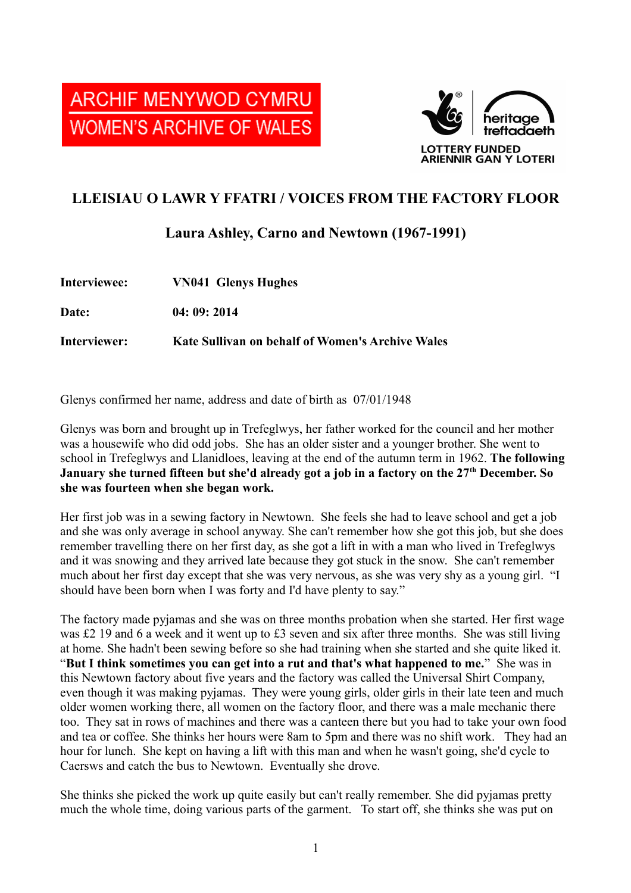ARCHIF MENYWOD CYMRU
WOMEN'S ARCHIVE OF WALES

heritage treftadaeth
LOTTERY FUNDED
ARIENNIR GAN Y LOTERI

# LLEISIAU O LAWR Y FFATRI / VOICES FROM THE FACTORY FLOOR

## Laura Ashley, Carno and Newtown (1967-1991)

**Interviewee:** **VN041 Glenys Hughes**

**Date:** **04: 09: 2014**

**Interviewer:** **Kate Sullivan on behalf of Women's Archive Wales**

Glenys confirmed her name, address and date of birth as 07/01/1948

Glenys was born and brought up in Trefeglwys, her father worked for the council and her mother was a housewife who did odd jobs. She has an older sister and a younger brother. She went to school in Trefeglwys and Llanidloes, leaving at the end of the autumn term in 1962. **The following January she turned fifteen but she'd already got a job in a factory on the 27th December. So she was fourteen when she began work.**

Her first job was in a sewing factory in Newtown. She feels she had to leave school and get a job and she was only average in school anyway. She can't remember how she got this job, but she does remember travelling there on her first day, as she got a lift in with a man who lived in Trefeglwys and it was snowing and they arrived late because they got stuck in the snow. She can't remember much about her first day except that she was very nervous, as she was very shy as a young girl. "I should have been born when I was forty and I'd have plenty to say."

The factory made pyjamas and she was on three months probation when she started. Her first wage was £2 19 and 6 a week and it went up to £3 seven and six after three months. She was still living at home. She hadn't been sewing before so she had training when she started and she quite liked it. "**But I think sometimes you can get into a rut and that's what happened to me.**" She was in this Newtown factory about five years and the factory was called the Universal Shirt Company, even though it was making pyjamas. They were young girls, older girls in their late teen and much older women working there, all women on the factory floor, and there was a male mechanic there too. They sat in rows of machines and there was a canteen there but you had to take your own food and tea or coffee. She thinks her hours were 8am to 5pm and there was no shift work. They had an hour for lunch. She kept on having a lift with this man and when he wasn't going, she'd cycle to Caersws and catch the bus to Newtown. Eventually she drove.

She thinks she picked the work up quite easily but can't really remember. She did pyjamas pretty much the whole time, doing various parts of the garment. To start off, she thinks she was put on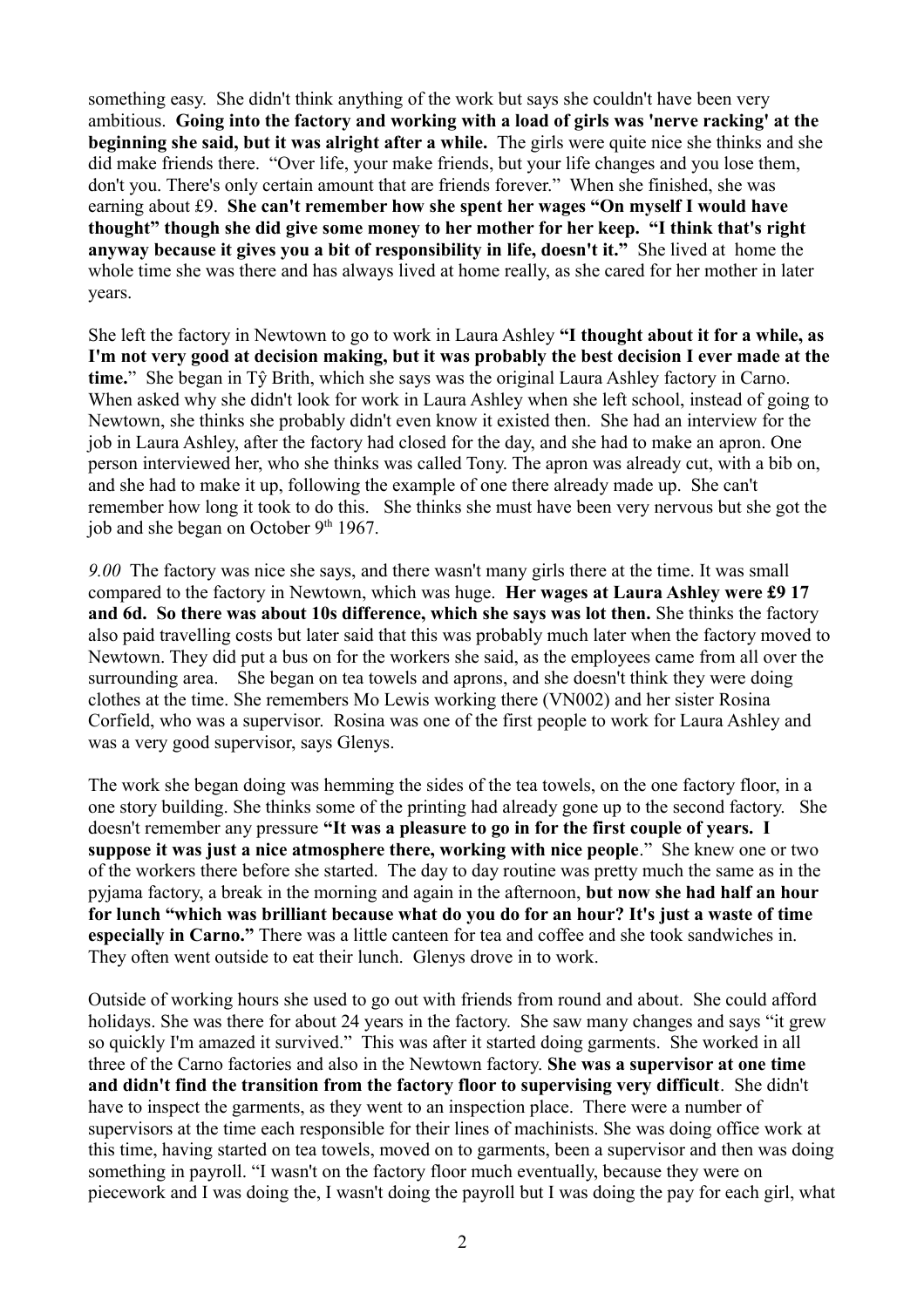something easy. She didn't think anything of the work but says she couldn't have been very ambitious. **Going into the factory and working with a load of girls was 'nerve racking' at the beginning she said, but it was alright after a while.** The girls were quite nice she thinks and she did make friends there. "Over life, your make friends, but your life changes and you lose them, don't you. There's only certain amount that are friends forever." When she finished, she was earning about £9. **She can't remember how she spent her wages "On myself I would have thought" though she did give some money to her mother for her keep. "I think that's right anyway because it gives you a bit of responsibility in life, doesn't it."** She lived at home the whole time she was there and has always lived at home really, as she cared for her mother in later years.

She left the factory in Newtown to go to work in Laura Ashley **"I thought about it for a while, as I'm not very good at decision making, but it was probably the best decision I ever made at the time.**" She began in Tŷ Brith, which she says was the original Laura Ashley factory in Carno. When asked why she didn't look for work in Laura Ashley when she left school, instead of going to Newtown, she thinks she probably didn't even know it existed then. She had an interview for the job in Laura Ashley, after the factory had closed for the day, and she had to make an apron. One person interviewed her, who she thinks was called Tony. The apron was already cut, with a bib on, and she had to make it up, following the example of one there already made up. She can't remember how long it took to do this. She thinks she must have been very nervous but she got the job and she began on October 9th 1967.

*9.00* The factory was nice she says, and there wasn't many girls there at the time. It was small compared to the factory in Newtown, which was huge. **Her wages at Laura Ashley were £9 17 and 6d. So there was about 10s difference, which she says was lot then.** She thinks the factory also paid travelling costs but later said that this was probably much later when the factory moved to Newtown. They did put a bus on for the workers she said, as the employees came from all over the surrounding area. She began on tea towels and aprons, and she doesn't think they were doing clothes at the time. She remembers Mo Lewis working there (VN002) and her sister Rosina Corfield, who was a supervisor. Rosina was one of the first people to work for Laura Ashley and was a very good supervisor, says Glenys.

The work she began doing was hemming the sides of the tea towels, on the one factory floor, in a one story building. She thinks some of the printing had already gone up to the second factory. She doesn't remember any pressure **"It was a pleasure to go in for the first couple of years. I suppose it was just a nice atmosphere there, working with nice people**." She knew one or two of the workers there before she started. The day to day routine was pretty much the same as in the pyjama factory, a break in the morning and again in the afternoon, **but now she had half an hour for lunch "which was brilliant because what do you do for an hour? It's just a waste of time especially in Carno."** There was a little canteen for tea and coffee and she took sandwiches in. They often went outside to eat their lunch. Glenys drove in to work.

Outside of working hours she used to go out with friends from round and about. She could afford holidays. She was there for about 24 years in the factory. She saw many changes and says "it grew so quickly I'm amazed it survived." This was after it started doing garments. She worked in all three of the Carno factories and also in the Newtown factory. **She was a supervisor at one time and didn't find the transition from the factory floor to supervising very difficult**. She didn't have to inspect the garments, as they went to an inspection place. There were a number of supervisors at the time each responsible for their lines of machinists. She was doing office work at this time, having started on tea towels, moved on to garments, been a supervisor and then was doing something in payroll. "I wasn't on the factory floor much eventually, because they were on piecework and I was doing the, I wasn't doing the payroll but I was doing the pay for each girl, what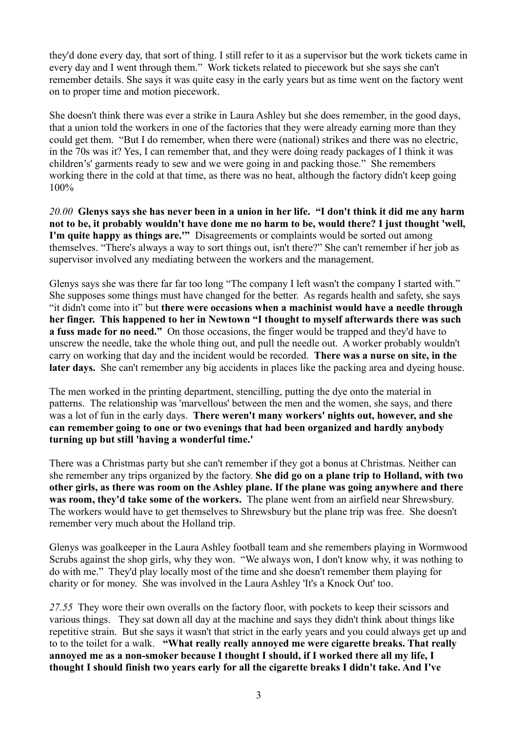they'd done every day, that sort of thing. I still refer to it as a supervisor but the work tickets came in every day and I went through them." Work tickets related to piecework but she says she can't remember details. She says it was quite easy in the early years but as time went on the factory went on to proper time and motion piecework.

She doesn't think there was ever a strike in Laura Ashley but she does remember, in the good days, that a union told the workers in one of the factories that they were already earning more than they could get them. "But I do remember, when there were (national) strikes and there was no electric, in the 70s was it? Yes, I can remember that, and they were doing ready packages of I think it was children's' garments ready to sew and we were going in and packing those." She remembers working there in the cold at that time, as there was no heat, although the factory didn't keep going 100%

*20.00* **Glenys says she has never been in a union in her life. "I don't think it did me any harm not to be, it probably wouldn't have done me no harm to be, would there? I just thought 'well, I'm quite happy as things are.'"** Disagreements or complaints would be sorted out among themselves. "There's always a way to sort things out, isn't there?" She can't remember if her job as supervisor involved any mediating between the workers and the management.

Glenys says she was there far far too long "The company I left wasn't the company I started with." She supposes some things must have changed for the better. As regards health and safety, she says "it didn't come into it" but **there were occasions when a machinist would have a needle through her finger. This happened to her in Newtown "I thought to myself afterwards there was such a fuss made for no need."** On those occasions, the finger would be trapped and they'd have to unscrew the needle, take the whole thing out, and pull the needle out. A worker probably wouldn't carry on working that day and the incident would be recorded. **There was a nurse on site, in the later days.** She can't remember any big accidents in places like the packing area and dyeing house.

The men worked in the printing department, stencilling, putting the dye onto the material in patterns. The relationship was 'marvellous' between the men and the women, she says, and there was a lot of fun in the early days. **There weren't many workers' nights out, however, and she can remember going to one or two evenings that had been organized and hardly anybody turning up but still 'having a wonderful time.'**

There was a Christmas party but she can't remember if they got a bonus at Christmas. Neither can she remember any trips organized by the factory. **She did go on a plane trip to Holland, with two other girls, as there was room on the Ashley plane. If the plane was going anywhere and there was room, they'd take some of the workers.** The plane went from an airfield near Shrewsbury. The workers would have to get themselves to Shrewsbury but the plane trip was free. She doesn't remember very much about the Holland trip.

Glenys was goalkeeper in the Laura Ashley football team and she remembers playing in Wormwood Scrubs against the shop girls, why they won. "We always won, I don't know why, it was nothing to do with me." They'd play locally most of the time and she doesn't remember them playing for charity or for money. She was involved in the Laura Ashley 'It's a Knock Out' too.

*27.55* They wore their own overalls on the factory floor, with pockets to keep their scissors and various things. They sat down all day at the machine and says they didn't think about things like repetitive strain. But she says it wasn't that strict in the early years and you could always get up and to to the toilet for a walk. **"What really really annoyed me were cigarette breaks. That really annoyed me as a non-smoker because I thought I should, if I worked there all my life, I thought I should finish two years early for all the cigarette breaks I didn't take. And I've**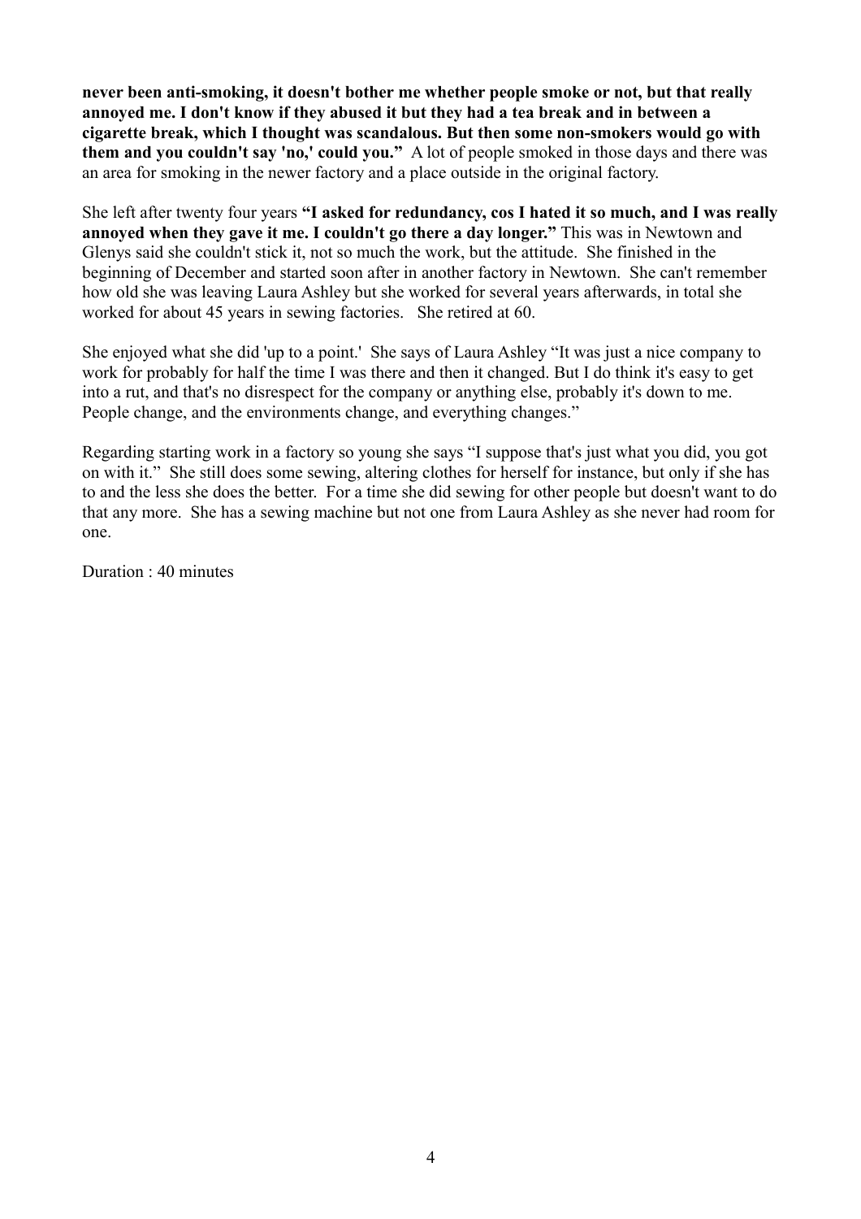**never been anti-smoking, it doesn't bother me whether people smoke or not, but that really annoyed me. I don't know if they abused it but they had a tea break and in between a cigarette break, which I thought was scandalous. But then some non-smokers would go with them and you couldn't say 'no,' could you."** A lot of people smoked in those days and there was an area for smoking in the newer factory and a place outside in the original factory.

She left after twenty four years **"I asked for redundancy, cos I hated it so much, and I was really annoyed when they gave it me. I couldn't go there a day longer."** This was in Newtown and Glenys said she couldn't stick it, not so much the work, but the attitude. She finished in the beginning of December and started soon after in another factory in Newtown. She can't remember how old she was leaving Laura Ashley but she worked for several years afterwards, in total she worked for about 45 years in sewing factories. She retired at 60.

She enjoyed what she did 'up to a point.' She says of Laura Ashley "It was just a nice company to work for probably for half the time I was there and then it changed. But I do think it's easy to get into a rut, and that's no disrespect for the company or anything else, probably it's down to me. People change, and the environments change, and everything changes."

Regarding starting work in a factory so young she says "I suppose that's just what you did, you got on with it." She still does some sewing, altering clothes for herself for instance, but only if she has to and the less she does the better. For a time she did sewing for other people but doesn't want to do that any more. She has a sewing machine but not one from Laura Ashley as she never had room for one.

Duration : 40 minutes